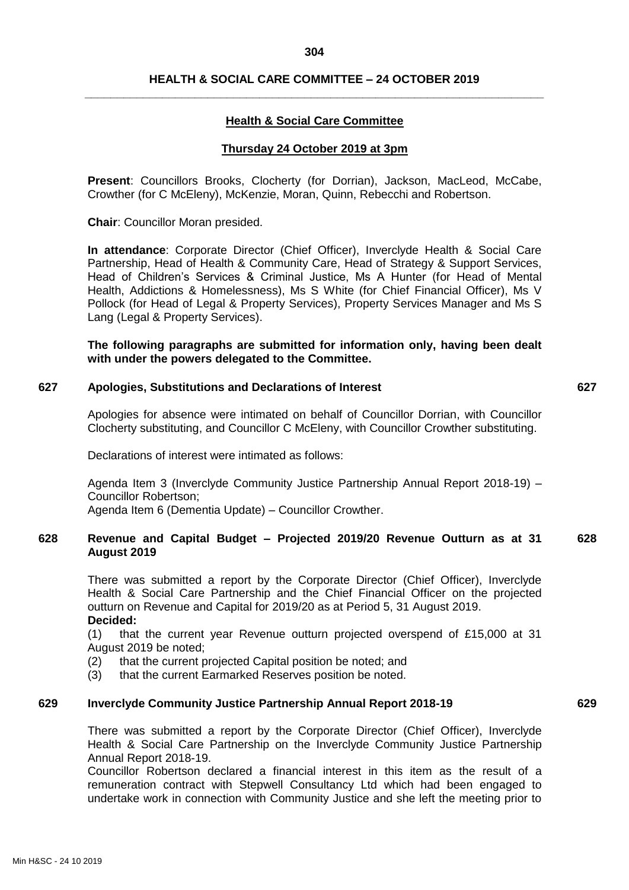## Health & Social Care Committee

### Thursday 24 October 2019 at 3pm

**Present**: Councillors Brooks, Clocherty (for Dorrian), Jackson, MacLeod, McCabe, Crowther (for C McEleny), McKenzie, Moran, Quinn, Rebecchi and Robertson.

**Chair**: Councillor Moran presided.

**In attendance**: Corporate Director (Chief Officer), Inverclyde Health & Social Care Partnership, Head of Health & Community Care, Head of Strategy & Support Services, Head of Children's Services & Criminal Justice, Ms A Hunter (for Head of Mental Health, Addictions & Homelessness), Ms S White (for Chief Financial Officer), Ms V Pollock (for Head of Legal & Property Services), Property Services Manager and Ms S Lang (Legal & Property Services).

**The following paragraphs are submitted for information only, having been dealt with under the powers delegated to the Committee.**

### 627 Apologies, Substitutions and Declarations of Interest

Apologies for absence were intimated on behalf of Councillor Dorrian, with Councillor Clocherty substituting, and Councillor C McEleny, with Councillor Crowther substituting.

Declarations of interest were intimated as follows:

Agenda Item 3 (Inverclyde Community Justice Partnership Annual Report 2018-19) – Councillor Robertson;
Agenda Item 6 (Dementia Update) – Councillor Crowther.

### 628 Revenue and Capital Budget – Projected 2019/20 Revenue Outturn as at 31 August 2019

There was submitted a report by the Corporate Director (Chief Officer), Inverclyde Health & Social Care Partnership and the Chief Financial Officer on the projected outturn on Revenue and Capital for 2019/20 as at Period 5, 31 August 2019.
**Decided:**

(1) that the current year Revenue outturn projected overspend of £15,000 at 31 August 2019 be noted;
(2) that the current projected Capital position be noted; and
(3) that the current Earmarked Reserves position be noted.

### 629 Inverclyde Community Justice Partnership Annual Report 2018-19

There was submitted a report by the Corporate Director (Chief Officer), Inverclyde Health & Social Care Partnership on the Inverclyde Community Justice Partnership Annual Report 2018-19.
Councillor Robertson declared a financial interest in this item as the result of a remuneration contract with Stepwell Consultancy Ltd which had been engaged to undertake work in connection with Community Justice and she left the meeting prior to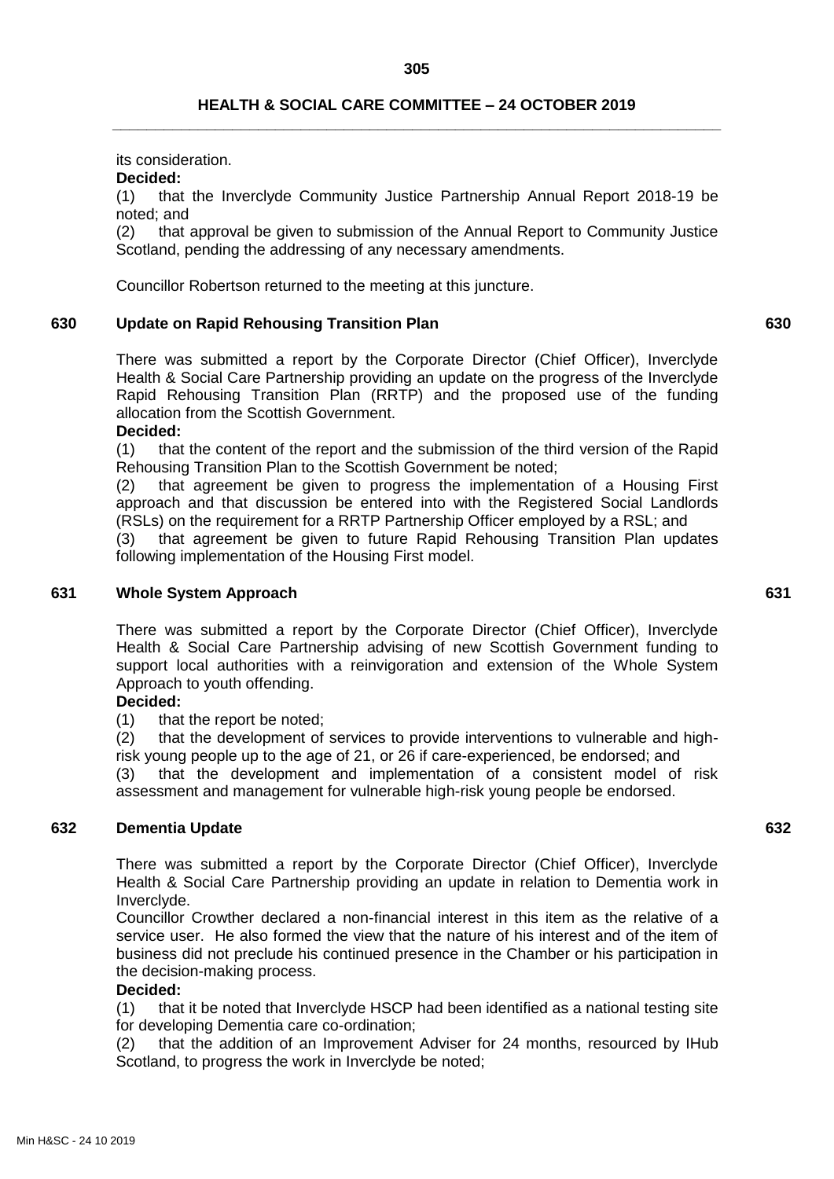its consideration.

**Decided:**

(1) that the Inverclyde Community Justice Partnership Annual Report 2018-19 be noted; and

(2) that approval be given to submission of the Annual Report to Community Justice Scotland, pending the addressing of any necessary amendments.

Councillor Robertson returned to the meeting at this juncture.

## 630 Update on Rapid Rehousing Transition Plan

There was submitted a report by the Corporate Director (Chief Officer), Inverclyde Health & Social Care Partnership providing an update on the progress of the Inverclyde Rapid Rehousing Transition Plan (RRTP) and the proposed use of the funding allocation from the Scottish Government.

**Decided:**

(1) that the content of the report and the submission of the third version of the Rapid Rehousing Transition Plan to the Scottish Government be noted;

(2) that agreement be given to progress the implementation of a Housing First approach and that discussion be entered into with the Registered Social Landlords (RSLs) on the requirement for a RRTP Partnership Officer employed by a RSL; and

(3) that agreement be given to future Rapid Rehousing Transition Plan updates following implementation of the Housing First model.

## 631 Whole System Approach

There was submitted a report by the Corporate Director (Chief Officer), Inverclyde Health & Social Care Partnership advising of new Scottish Government funding to support local authorities with a reinvigoration and extension of the Whole System Approach to youth offending.

**Decided:**

(1) that the report be noted;

(2) that the development of services to provide interventions to vulnerable and high-risk young people up to the age of 21, or 26 if care-experienced, be endorsed; and

(3) that the development and implementation of a consistent model of risk assessment and management for vulnerable high-risk young people be endorsed.

## 632 Dementia Update

There was submitted a report by the Corporate Director (Chief Officer), Inverclyde Health & Social Care Partnership providing an update in relation to Dementia work in Inverclyde.

Councillor Crowther declared a non-financial interest in this item as the relative of a service user. He also formed the view that the nature of his interest and of the item of business did not preclude his continued presence in the Chamber or his participation in the decision-making process.

**Decided:**

(1) that it be noted that Inverclyde HSCP had been identified as a national testing site for developing Dementia care co-ordination;

(2) that the addition of an Improvement Adviser for 24 months, resourced by IHub Scotland, to progress the work in Inverclyde be noted;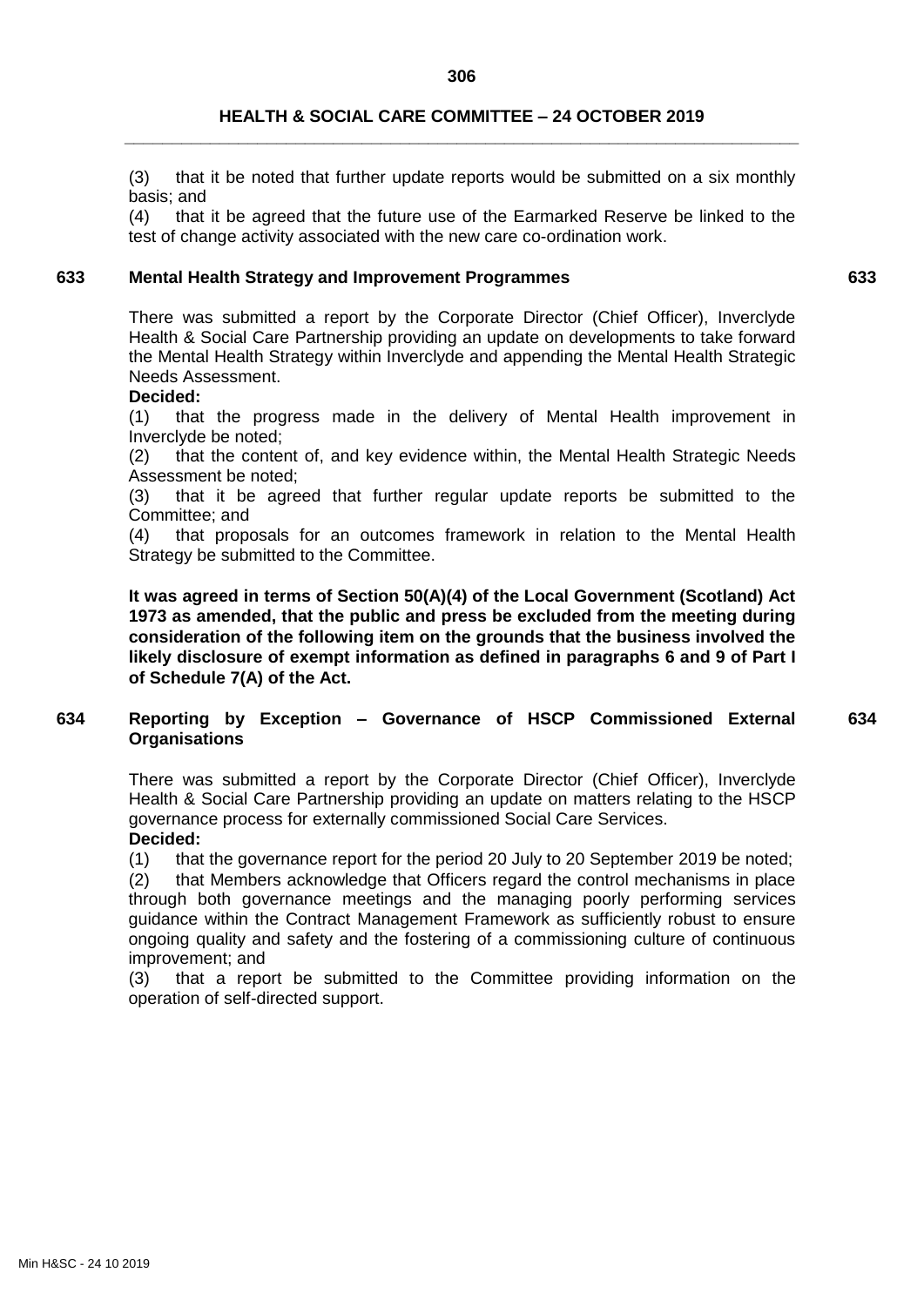(3) that it be noted that further update reports would be submitted on a six monthly basis; and
(4) that it be agreed that the future use of the Earmarked Reserve be linked to the test of change activity associated with the new care co-ordination work.

## 633 Mental Health Strategy and Improvement Programmes

There was submitted a report by the Corporate Director (Chief Officer), Inverclyde Health & Social Care Partnership providing an update on developments to take forward the Mental Health Strategy within Inverclyde and appending the Mental Health Strategic Needs Assessment.

**Decided:**

(1) that the progress made in the delivery of Mental Health improvement in Inverclyde be noted;
(2) that the content of, and key evidence within, the Mental Health Strategic Needs Assessment be noted;
(3) that it be agreed that further regular update reports be submitted to the Committee; and
(4) that proposals for an outcomes framework in relation to the Mental Health Strategy be submitted to the Committee.

**It was agreed in terms of Section 50(A)(4) of the Local Government (Scotland) Act 1973 as amended, that the public and press be excluded from the meeting during consideration of the following item on the grounds that the business involved the likely disclosure of exempt information as defined in paragraphs 6 and 9 of Part I of Schedule 7(A) of the Act.**

## 634 Reporting by Exception – Governance of HSCP Commissioned External Organisations

There was submitted a report by the Corporate Director (Chief Officer), Inverclyde Health & Social Care Partnership providing an update on matters relating to the HSCP governance process for externally commissioned Social Care Services.

**Decided:**

(1) that the governance report for the period 20 July to 20 September 2019 be noted;
(2) that Members acknowledge that Officers regard the control mechanisms in place through both governance meetings and the managing poorly performing services guidance within the Contract Management Framework as sufficiently robust to ensure ongoing quality and safety and the fostering of a commissioning culture of continuous improvement; and
(3) that a report be submitted to the Committee providing information on the operation of self-directed support.